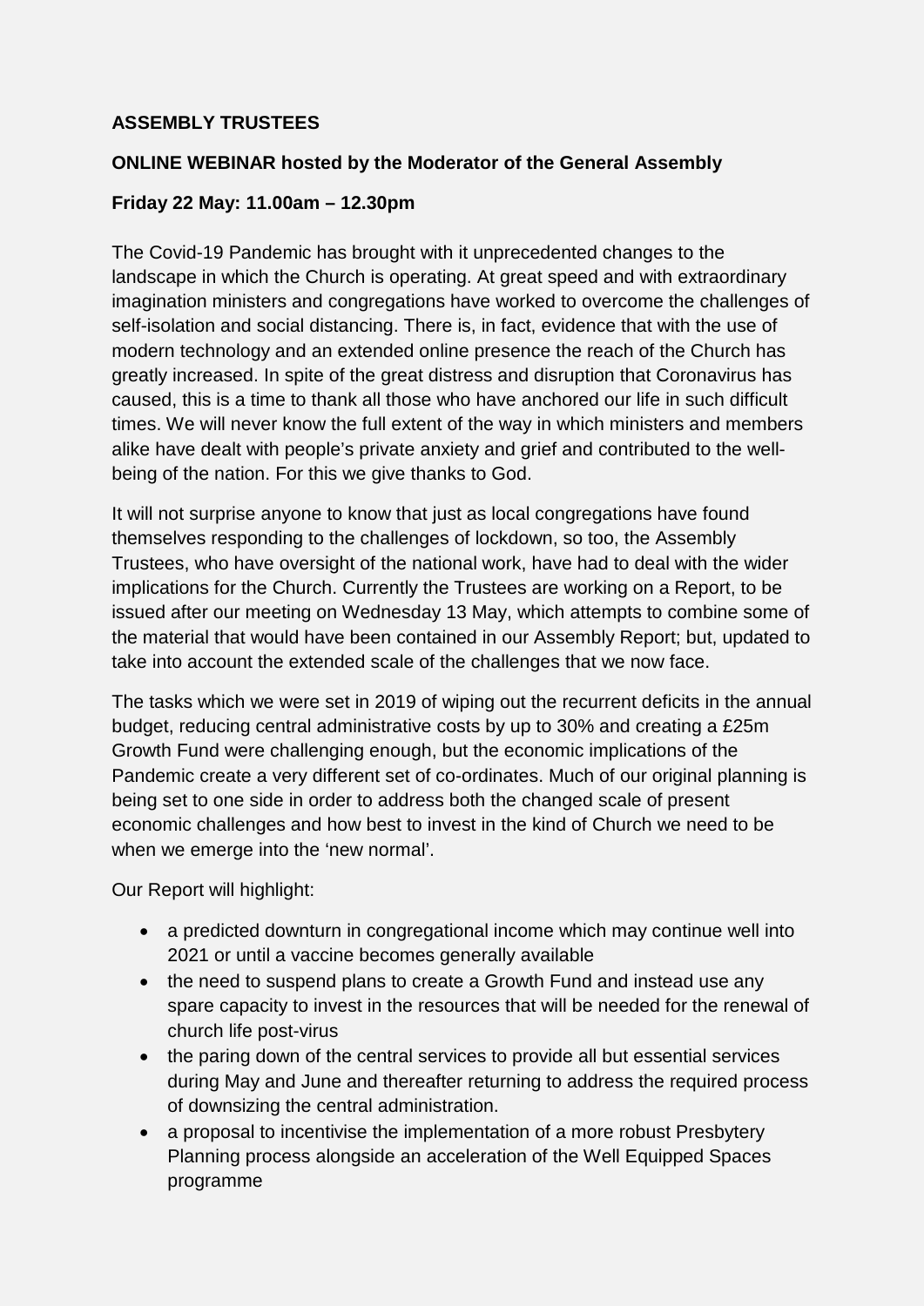**ASSEMBLY TRUSTEES**

**ONLINE WEBINAR hosted by the Moderator of the General Assembly**

**Friday 22 May: 11.00am – 12.30pm**

The Covid-19 Pandemic has brought with it unprecedented changes to the landscape in which the Church is operating. At great speed and with extraordinary imagination ministers and congregations have worked to overcome the challenges of self-isolation and social distancing. There is, in fact, evidence that with the use of modern technology and an extended online presence the reach of the Church has greatly increased. In spite of the great distress and disruption that Coronavirus has caused, this is a time to thank all those who have anchored our life in such difficult times. We will never know the full extent of the way in which ministers and members alike have dealt with people's private anxiety and grief and contributed to the well-being of the nation. For this we give thanks to God.

It will not surprise anyone to know that just as local congregations have found themselves responding to the challenges of lockdown, so too, the Assembly Trustees, who have oversight of the national work, have had to deal with the wider implications for the Church. Currently the Trustees are working on a Report, to be issued after our meeting on Wednesday 13 May, which attempts to combine some of the material that would have been contained in our Assembly Report; but, updated to take into account the extended scale of the challenges that we now face.

The tasks which we were set in 2019 of wiping out the recurrent deficits in the annual budget, reducing central administrative costs by up to 30% and creating a £25m Growth Fund were challenging enough, but the economic implications of the Pandemic create a very different set of co-ordinates. Much of our original planning is being set to one side in order to address both the changed scale of present economic challenges and how best to invest in the kind of Church we need to be when we emerge into the 'new normal'.

Our Report will highlight:

- a predicted downturn in congregational income which may continue well into 2021 or until a vaccine becomes generally available
- the need to suspend plans to create a Growth Fund and instead use any spare capacity to invest in the resources that will be needed for the renewal of church life post-virus
- the paring down of the central services to provide all but essential services during May and June and thereafter returning to address the required process of downsizing the central administration.
- a proposal to incentivise the implementation of a more robust Presbytery Planning process alongside an acceleration of the Well Equipped Spaces programme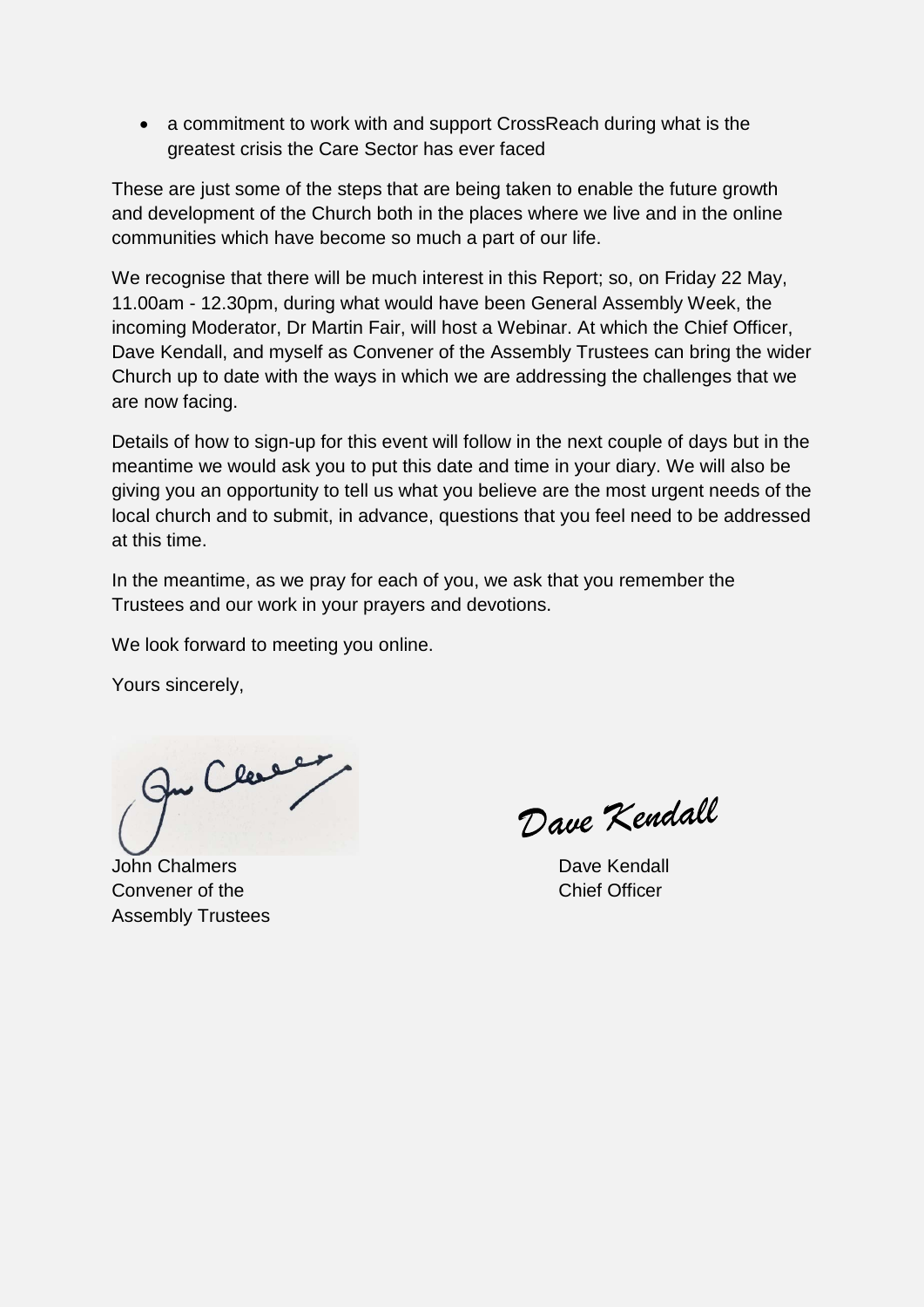- a commitment to work with and support CrossReach during what is the greatest crisis the Care Sector has ever faced

These are just some of the steps that are being taken to enable the future growth and development of the Church both in the places where we live and in the online communities which have become so much a part of our life.

We recognise that there will be much interest in this Report; so, on Friday 22 May, 11.00am - 12.30pm, during what would have been General Assembly Week, the incoming Moderator, Dr Martin Fair, will host a Webinar. At which the Chief Officer, Dave Kendall, and myself as Convener of the Assembly Trustees can bring the wider Church up to date with the ways in which we are addressing the challenges that we are now facing.

Details of how to sign-up for this event will follow in the next couple of days but in the meantime we would ask you to put this date and time in your diary. We will also be giving you an opportunity to tell us what you believe are the most urgent needs of the local church and to submit, in advance, questions that you feel need to be addressed at this time.

In the meantime, as we pray for each of you, we ask that you remember the Trustees and our work in your prayers and devotions.

We look forward to meeting you online.

Yours sincerely,

*Dave Kendall*

John Chalmers
Convener of the
Assembly Trustees

Dave Kendall
Chief Officer